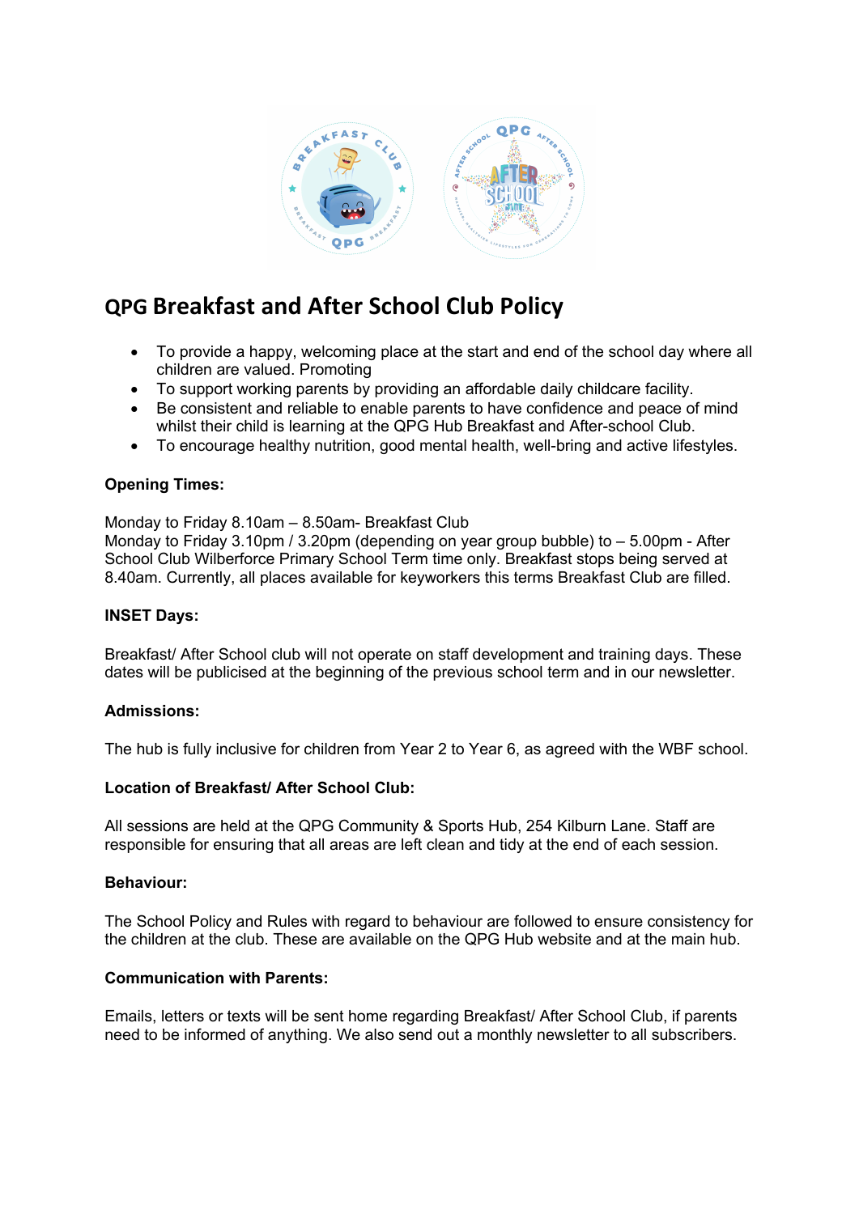# QPG Breakfast and After School Club Policy

- To provide a happy, welcoming place at the start and end of the school day where all children are valued. Promoting
- To support working parents by providing an affordable daily childcare facility.
- Be consistent and reliable to enable parents to have confidence and peace of mind whilst their child is learning at the QPG Hub Breakfast and After-school Club.
- To encourage healthy nutrition, good mental health, well-bring and active lifestyles.

**Opening Times:**

Monday to Friday 8.10am – 8.50am- Breakfast Club
Monday to Friday 3.10pm / 3.20pm (depending on year group bubble) to – 5.00pm - After School Club Wilberforce Primary School Term time only. Breakfast stops being served at 8.40am. Currently, all places available for keyworkers this terms Breakfast Club are filled.

**INSET Days:**

Breakfast/ After School club will not operate on staff development and training days. These dates will be publicised at the beginning of the previous school term and in our newsletter.

**Admissions:**

The hub is fully inclusive for children from Year 2 to Year 6, as agreed with the WBF school.

**Location of Breakfast/ After School Club:**

All sessions are held at the QPG Community & Sports Hub, 254 Kilburn Lane. Staff are responsible for ensuring that all areas are left clean and tidy at the end of each session.

**Behaviour:**

The School Policy and Rules with regard to behaviour are followed to ensure consistency for the children at the club. These are available on the QPG Hub website and at the main hub.

**Communication with Parents:**

Emails, letters or texts will be sent home regarding Breakfast/ After School Club, if parents need to be informed of anything. We also send out a monthly newsletter to all subscribers.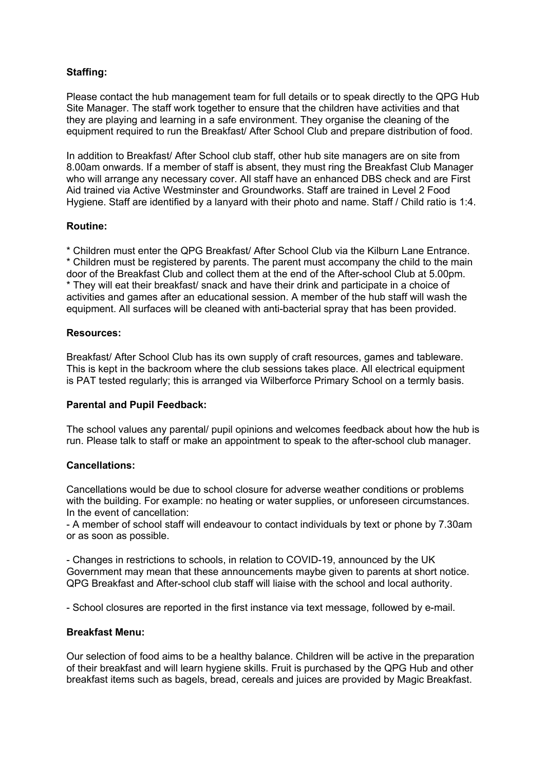**Staffing:**

Please contact the hub management team for full details or to speak directly to the QPG Hub Site Manager. The staff work together to ensure that the children have activities and that they are playing and learning in a safe environment. They organise the cleaning of the equipment required to run the Breakfast/ After School Club and prepare distribution of food.

In addition to Breakfast/ After School club staff, other hub site managers are on site from 8.00am onwards. If a member of staff is absent, they must ring the Breakfast Club Manager who will arrange any necessary cover. All staff have an enhanced DBS check and are First Aid trained via Active Westminster and Groundworks. Staff are trained in Level 2 Food Hygiene. Staff are identified by a lanyard with their photo and name. Staff / Child ratio is 1:4.

**Routine:**

* Children must enter the QPG Breakfast/ After School Club via the Kilburn Lane Entrance.
* Children must be registered by parents. The parent must accompany the child to the main door of the Breakfast Club and collect them at the end of the After-school Club at 5.00pm.
* They will eat their breakfast/ snack and have their drink and participate in a choice of activities and games after an educational session. A member of the hub staff will wash the equipment. All surfaces will be cleaned with anti-bacterial spray that has been provided.

**Resources:**

Breakfast/ After School Club has its own supply of craft resources, games and tableware. This is kept in the backroom where the club sessions takes place. All electrical equipment is PAT tested regularly; this is arranged via Wilberforce Primary School on a termly basis.

**Parental and Pupil Feedback:**

The school values any parental/ pupil opinions and welcomes feedback about how the hub is run. Please talk to staff or make an appointment to speak to the after-school club manager.

**Cancellations:**

Cancellations would be due to school closure for adverse weather conditions or problems with the building. For example: no heating or water supplies, or unforeseen circumstances. In the event of cancellation:

- A member of school staff will endeavour to contact individuals by text or phone by 7.30am or as soon as possible.

- Changes in restrictions to schools, in relation to COVID-19, announced by the UK Government may mean that these announcements maybe given to parents at short notice. QPG Breakfast and After-school club staff will liaise with the school and local authority.

- School closures are reported in the first instance via text message, followed by e-mail.

**Breakfast Menu:**

Our selection of food aims to be a healthy balance. Children will be active in the preparation of their breakfast and will learn hygiene skills. Fruit is purchased by the QPG Hub and other breakfast items such as bagels, bread, cereals and juices are provided by Magic Breakfast.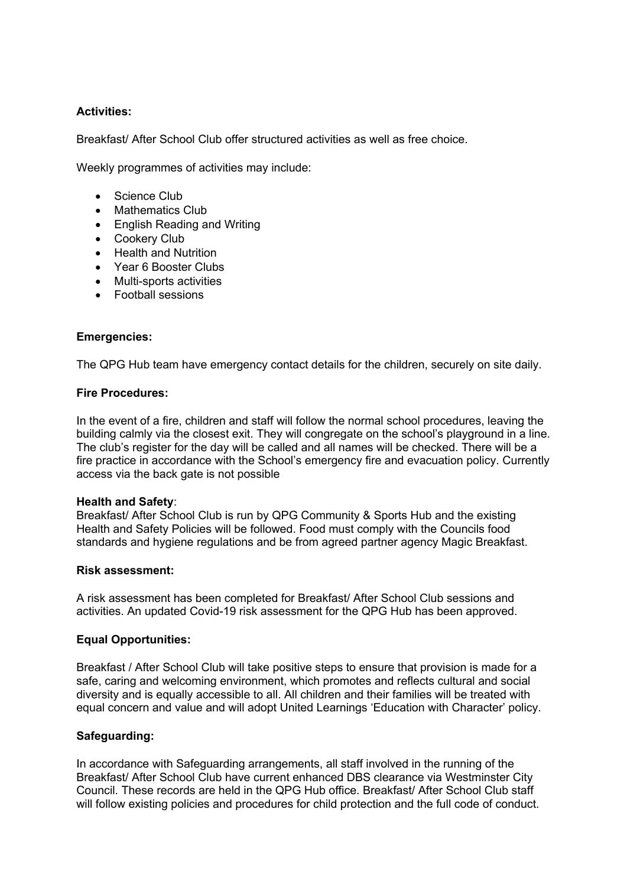**Activities:**

Breakfast/ After School Club offer structured activities as well as free choice.

Weekly programmes of activities may include:

- Science Club
- Mathematics Club
- English Reading and Writing
- Cookery Club
- Health and Nutrition
- Year 6 Booster Clubs
- Multi-sports activities
- Football sessions

**Emergencies:**

The QPG Hub team have emergency contact details for the children, securely on site daily.

**Fire Procedures:**

In the event of a fire, children and staff will follow the normal school procedures, leaving the building calmly via the closest exit. They will congregate on the school's playground in a line. The club's register for the day will be called and all names will be checked. There will be a fire practice in accordance with the School's emergency fire and evacuation policy. Currently access via the back gate is not possible

**Health and Safety**:
Breakfast/ After School Club is run by QPG Community & Sports Hub and the existing Health and Safety Policies will be followed. Food must comply with the Councils food standards and hygiene regulations and be from agreed partner agency Magic Breakfast.

**Risk assessment:**

A risk assessment has been completed for Breakfast/ After School Club sessions and activities. An updated Covid-19 risk assessment for the QPG Hub has been approved.

**Equal Opportunities:**

Breakfast / After School Club will take positive steps to ensure that provision is made for a safe, caring and welcoming environment, which promotes and reflects cultural and social diversity and is equally accessible to all. All children and their families will be treated with equal concern and value and will adopt United Learnings 'Education with Character' policy.

**Safeguarding:**

In accordance with Safeguarding arrangements, all staff involved in the running of the Breakfast/ After School Club have current enhanced DBS clearance via Westminster City Council. These records are held in the QPG Hub office. Breakfast/ After School Club staff will follow existing policies and procedures for child protection and the full code of conduct.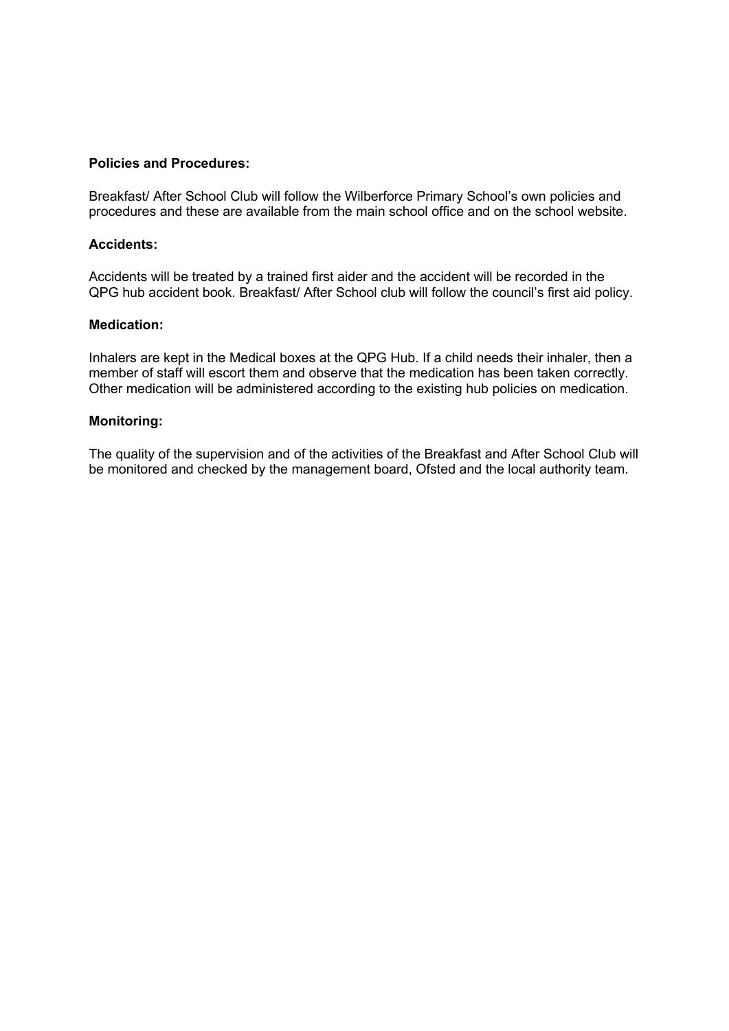**Policies and Procedures:**

Breakfast/ After School Club will follow the Wilberforce Primary School's own policies and procedures and these are available from the main school office and on the school website.

**Accidents:**

Accidents will be treated by a trained first aider and the accident will be recorded in the QPG hub accident book. Breakfast/ After School club will follow the council's first aid policy.

**Medication:**

Inhalers are kept in the Medical boxes at the QPG Hub. If a child needs their inhaler, then a member of staff will escort them and observe that the medication has been taken correctly. Other medication will be administered according to the existing hub policies on medication.

**Monitoring:**

The quality of the supervision and of the activities of the Breakfast and After School Club will be monitored and checked by the management board, Ofsted and the local authority team.